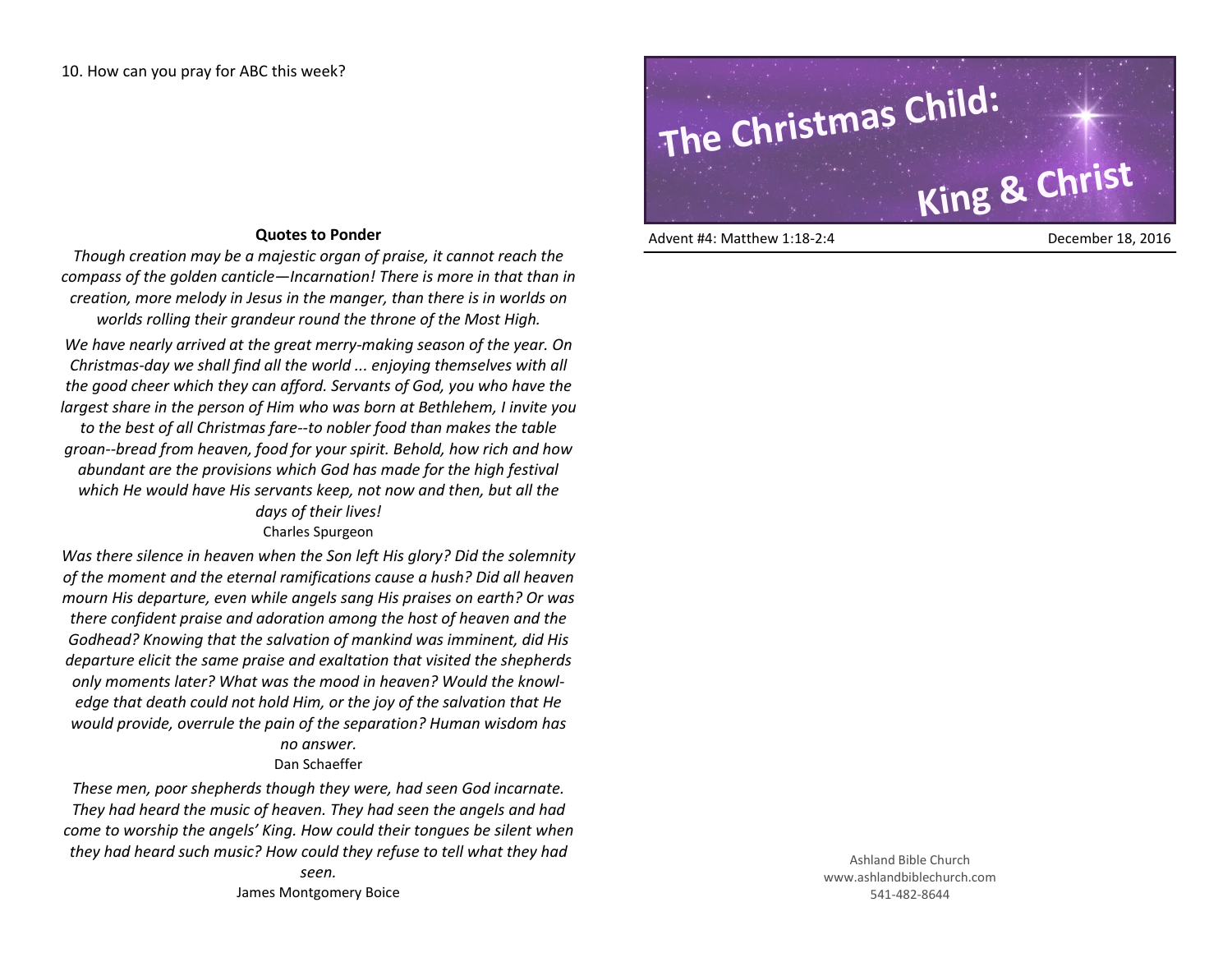10. How can you pray for ABC this week?

**Quotes to Ponder**

*Though creation may be a majestic organ of praise, it cannot reach the compass of the golden canticle—Incarnation! There is more in that than in creation, more melody in Jesus in the manger, than there is in worlds on worlds rolling their grandeur round the throne of the Most High.*

*We have nearly arrived at the great merry-making season of the year. On Christmas-day we shall find all the world ... enjoying themselves with all the good cheer which they can afford. Servants of God, you who have the largest share in the person of Him who was born at Bethlehem, I invite you to the best of all Christmas fare--to nobler food than makes the table groan--bread from heaven, food for your spirit. Behold, how rich and how abundant are the provisions which God has made for the high festival which He would have His servants keep, not now and then, but all the days of their lives!*

Charles Spurgeon

*Was there silence in heaven when the Son left His glory? Did the solemnity of the moment and the eternal ramifications cause a hush? Did all heaven mourn His departure, even while angels sang His praises on earth? Or was there confident praise and adoration among the host of heaven and the Godhead? Knowing that the salvation of mankind was imminent, did His departure elicit the same praise and exaltation that visited the shepherds only moments later? What was the mood in heaven? Would the knowledge that death could not hold Him, or the joy of the salvation that He would provide, overrule the pain of the separation? Human wisdom has no answer.*

Dan Schaeffer

*These men, poor shepherds though they were, had seen God incarnate. They had heard the music of heaven. They had seen the angels and had come to worship the angels' King. How could their tongues be silent when they had heard such music? How could they refuse to tell what they had seen.*

James Montgomery Boice

# The Christmas Child: King & Christ

Advent #4: Matthew 1:18-2:4 — December 18, 2016

Ashland Bible Church
www.ashlandbiblechurch.com
541-482-8644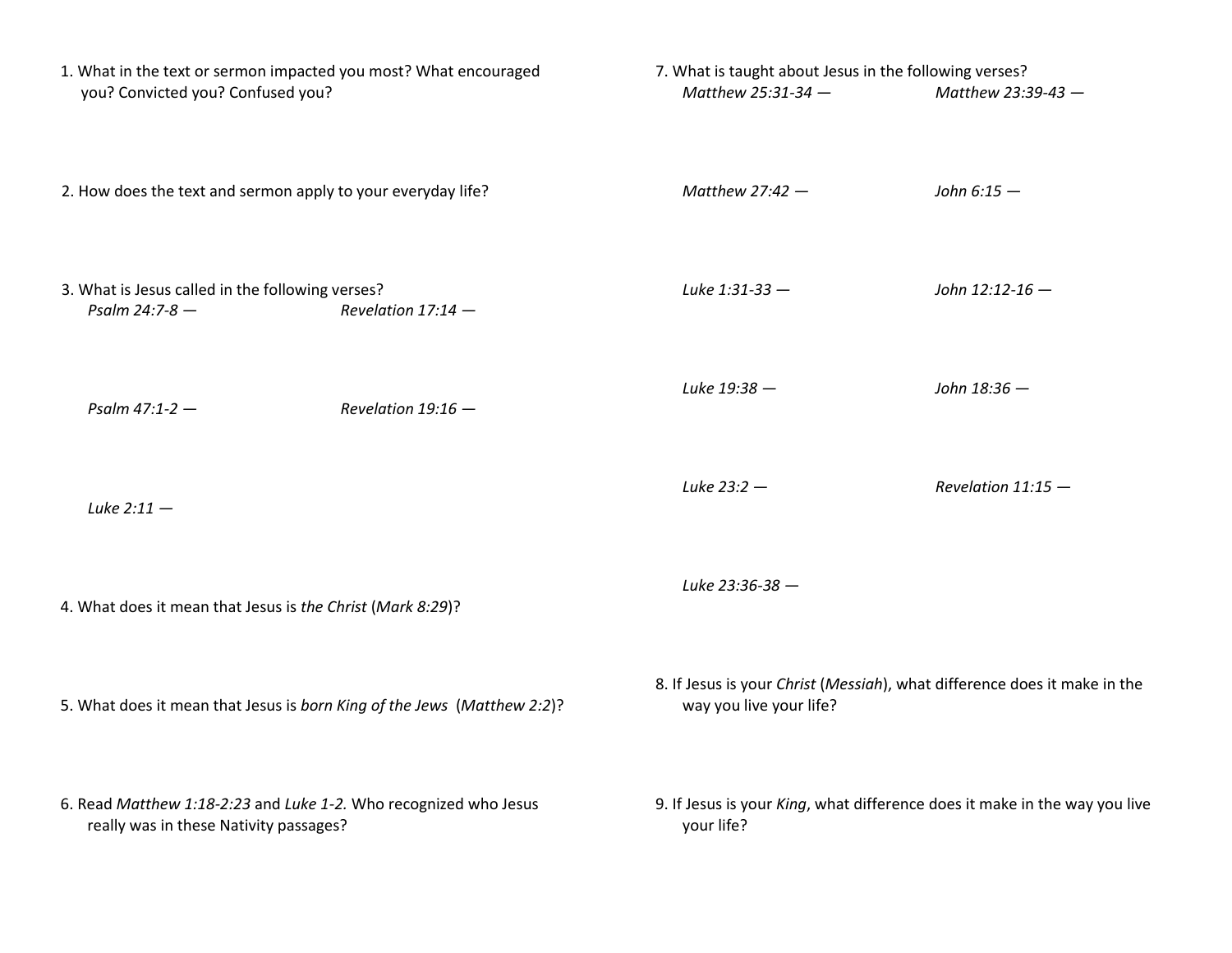1. What in the text or sermon impacted you most? What encouraged you? Convicted you? Confused you?

2. How does the text and sermon apply to your everyday life?

3. What is Jesus called in the following verses?

   *Psalm 24:7-8 —*

   *Revelation 17:14 —*

   *Psalm 47:1-2 —*

   *Revelation 19:16 —*

   *Luke 2:11 —*

4. What does it mean that Jesus is *the Christ* (*Mark 8:29*)?

5. What does it mean that Jesus is *born King of the Jews* (*Matthew 2:2*)?

6. Read *Matthew 1:18-2:23* and *Luke 1-2.* Who recognized who Jesus really was in these Nativity passages?

7. What is taught about Jesus in the following verses?

   *Matthew 25:31-34 —*

   *Matthew 23:39-43 —*

   *Matthew 27:42 —*

   *John 6:15 —*

   *Luke 1:31-33 —*

   *John 12:12-16 —*

   *Luke 19:38 —*

   *John 18:36 —*

   *Luke 23:2 —*

   *Revelation 11:15 —*

   *Luke 23:36-38 —*

8. If Jesus is your *Christ* (*Messiah*), what difference does it make in the way you live your life?

9. If Jesus is your *King*, what difference does it make in the way you live your life?